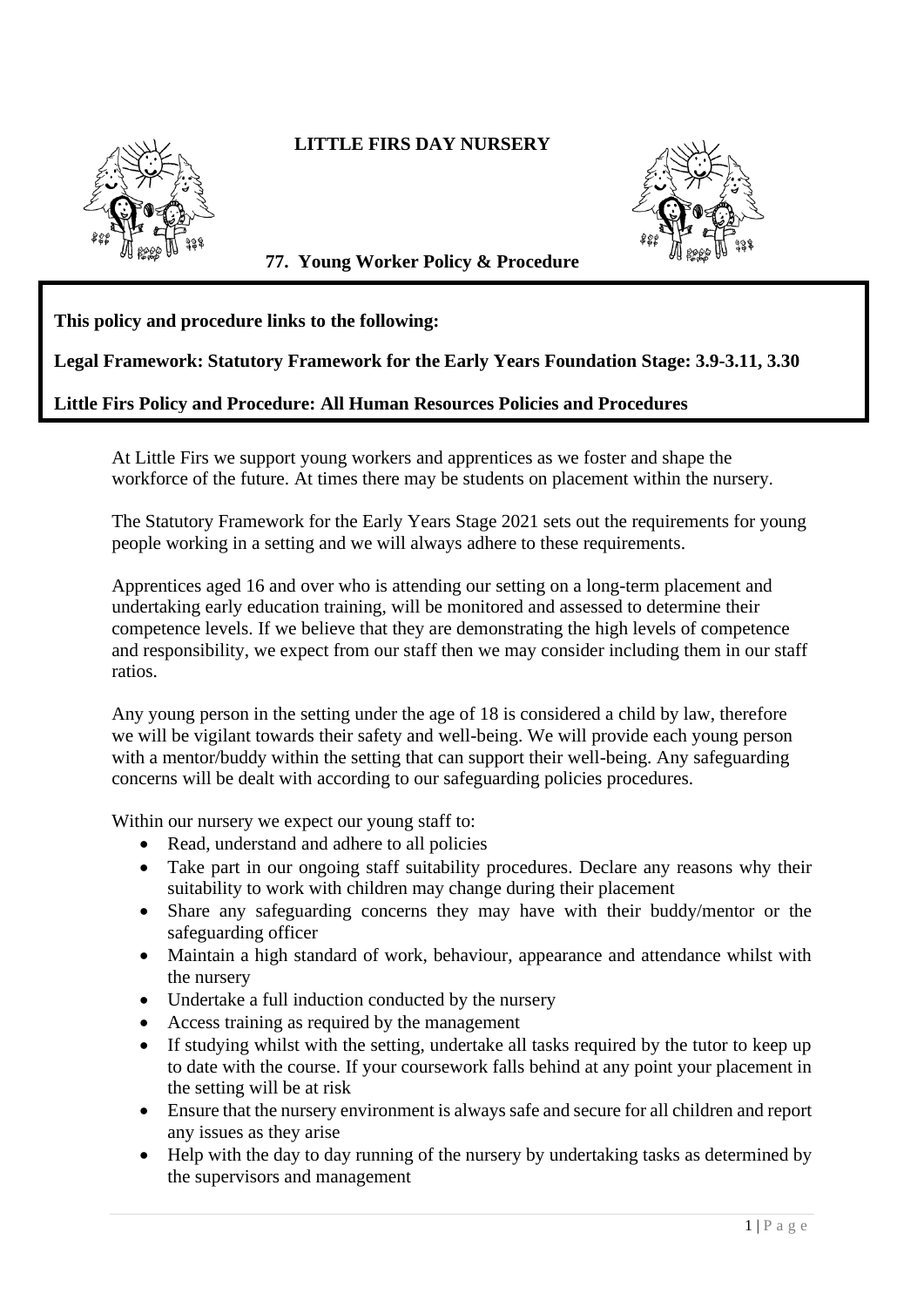# LITTLE FIRS DAY NURSERY

## 77. Young Worker Policy & Procedure

**This policy and procedure links to the following:**

**Legal Framework: Statutory Framework for the Early Years Foundation Stage: 3.9-3.11, 3.30**

**Little Firs Policy and Procedure: All Human Resources Policies and Procedures**

At Little Firs we support young workers and apprentices as we foster and shape the workforce of the future. At times there may be students on placement within the nursery.

The Statutory Framework for the Early Years Stage 2021 sets out the requirements for young people working in a setting and we will always adhere to these requirements.

Apprentices aged 16 and over who is attending our setting on a long-term placement and undertaking early education training, will be monitored and assessed to determine their competence levels. If we believe that they are demonstrating the high levels of competence and responsibility, we expect from our staff then we may consider including them in our staff ratios.

Any young person in the setting under the age of 18 is considered a child by law, therefore we will be vigilant towards their safety and well-being. We will provide each young person with a mentor/buddy within the setting that can support their well-being. Any safeguarding concerns will be dealt with according to our safeguarding policies procedures.

Within our nursery we expect our young staff to:

- Read, understand and adhere to all policies
- Take part in our ongoing staff suitability procedures. Declare any reasons why their suitability to work with children may change during their placement
- Share any safeguarding concerns they may have with their buddy/mentor or the safeguarding officer
- Maintain a high standard of work, behaviour, appearance and attendance whilst with the nursery
- Undertake a full induction conducted by the nursery
- Access training as required by the management
- If studying whilst with the setting, undertake all tasks required by the tutor to keep up to date with the course. If your coursework falls behind at any point your placement in the setting will be at risk
- Ensure that the nursery environment is always safe and secure for all children and report any issues as they arise
- Help with the day to day running of the nursery by undertaking tasks as determined by the supervisors and management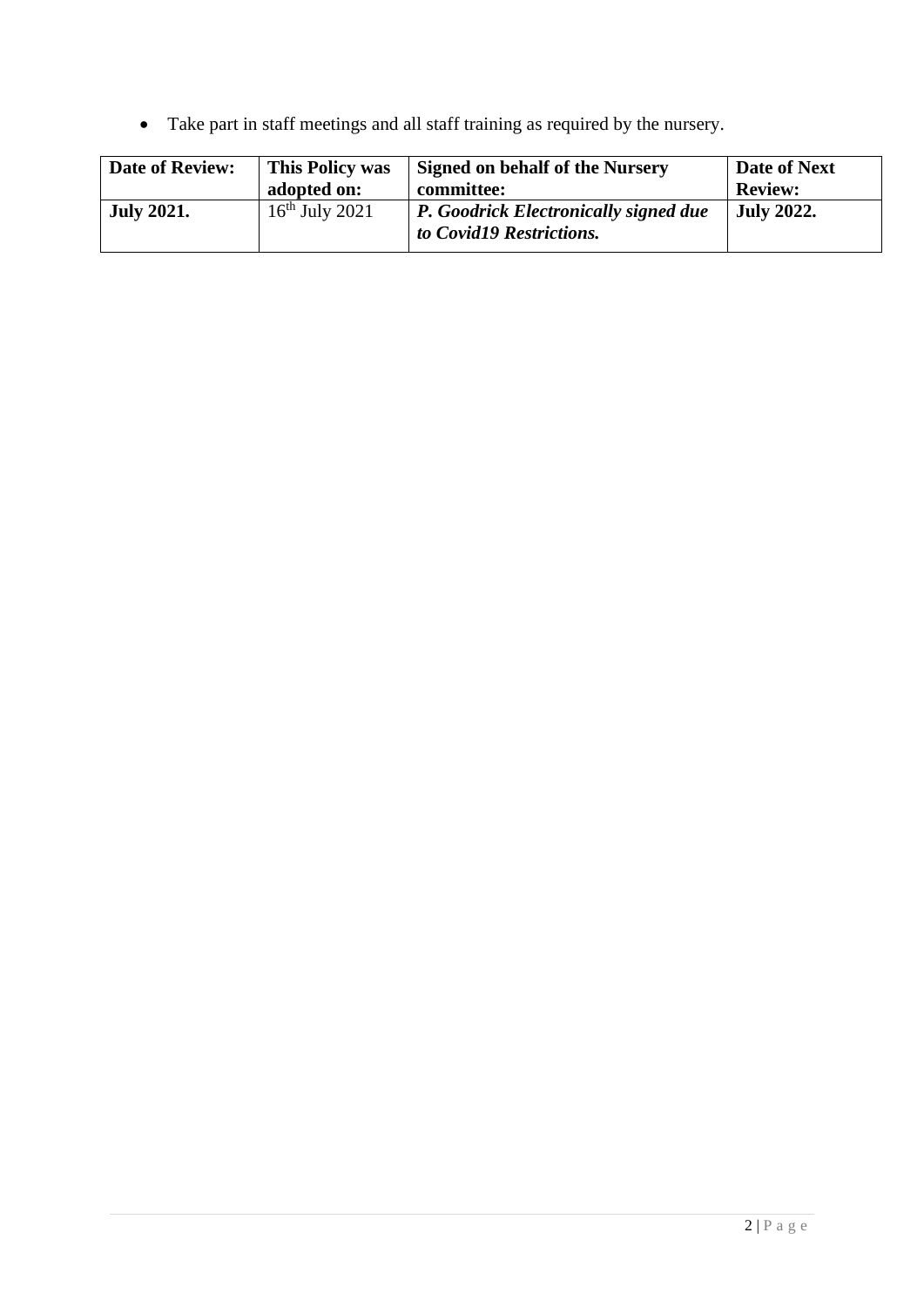- Take part in staff meetings and all staff training as required by the nursery.

| **Date of Review:** | **This Policy was adopted on:** | **Signed on behalf of the Nursery committee:** | **Date of Next Review:** |
|---|---|---|---|
| **July 2021.** | 16th July 2021 | ***P. Goodrick Electronically signed due to Covid19 Restrictions.*** | **July 2022.** |